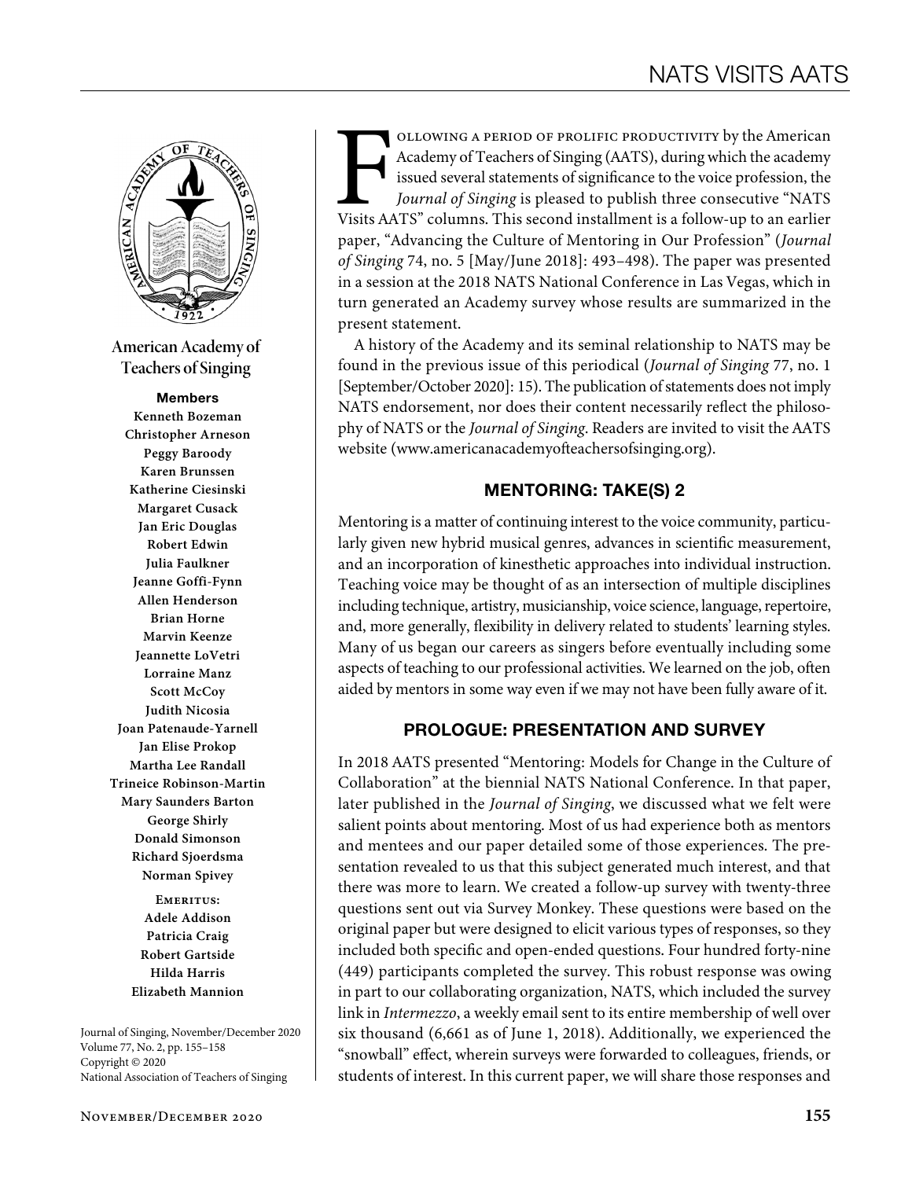# NATS VISITS AATS

**American Academy of Teachers of Singing**

**Members**
Kenneth Bozeman
Christopher Arneson
Peggy Baroody
Karen Brunssen
Katherine Ciesinski
Margaret Cusack
Jan Eric Douglas
Robert Edwin
Julia Faulkner
Jeanne Goffi-Fynn
Allen Henderson
Brian Horne
Marvin Keenze
Jeannette LoVetri
Lorraine Manz
Scott McCoy
Judith Nicosia
Joan Patenaude-Yarnell
Jan Elise Prokop
Martha Lee Randall
Trineice Robinson-Martin
Mary Saunders Barton
George Shirly
Donald Simonson
Richard Sjoerdsma
Norman Spivey

Emeritus:
Adele Addison
Patricia Craig
Robert Gartside
Hilda Harris
Elizabeth Mannion

Following a period of prolific productivity by the American Academy of Teachers of Singing (AATS), during which the academy issued several statements of significance to the voice profession, the *Journal of Singing* is pleased to publish three consecutive "NATS Visits AATS" columns. This second installment is a follow-up to an earlier paper, "Advancing the Culture of Mentoring in Our Profession" (*Journal of Singing* 74, no. 5 [May/June 2018]: 493–498). The paper was presented in a session at the 2018 NATS National Conference in Las Vegas, which in turn generated an Academy survey whose results are summarized in the present statement.

A history of the Academy and its seminal relationship to NATS may be found in the previous issue of this periodical (*Journal of Singing* 77, no. 1 [September/October 2020]: 15). The publication of statements does not imply NATS endorsement, nor does their content necessarily reflect the philosophy of NATS or the *Journal of Singing*. Readers are invited to visit the AATS website (www.americanacademyofteachersofsinging.org).

## MENTORING: TAKE(S) 2

Mentoring is a matter of continuing interest to the voice community, particularly given new hybrid musical genres, advances in scientific measurement, and an incorporation of kinesthetic approaches into individual instruction. Teaching voice may be thought of as an intersection of multiple disciplines including technique, artistry, musicianship, voice science, language, repertoire, and, more generally, flexibility in delivery related to students' learning styles. Many of us began our careers as singers before eventually including some aspects of teaching to our professional activities. We learned on the job, often aided by mentors in some way even if we may not have been fully aware of it.

## PROLOGUE: PRESENTATION AND SURVEY

In 2018 AATS presented "Mentoring: Models for Change in the Culture of Collaboration" at the biennial NATS National Conference. In that paper, later published in the *Journal of Singing*, we discussed what we felt were salient points about mentoring. Most of us had experience both as mentors and mentees and our paper detailed some of those experiences. The presentation revealed to us that this subject generated much interest, and that there was more to learn. We created a follow-up survey with twenty-three questions sent out via Survey Monkey. These questions were based on the original paper but were designed to elicit various types of responses, so they included both specific and open-ended questions. Four hundred forty-nine (449) participants completed the survey. This robust response was owing in part to our collaborating organization, NATS, which included the survey link in *Intermezzo*, a weekly email sent to its entire membership of well over six thousand (6,661 as of June 1, 2018). Additionally, we experienced the "snowball" effect, wherein surveys were forwarded to colleagues, friends, or students of interest. In this current paper, we will share those responses and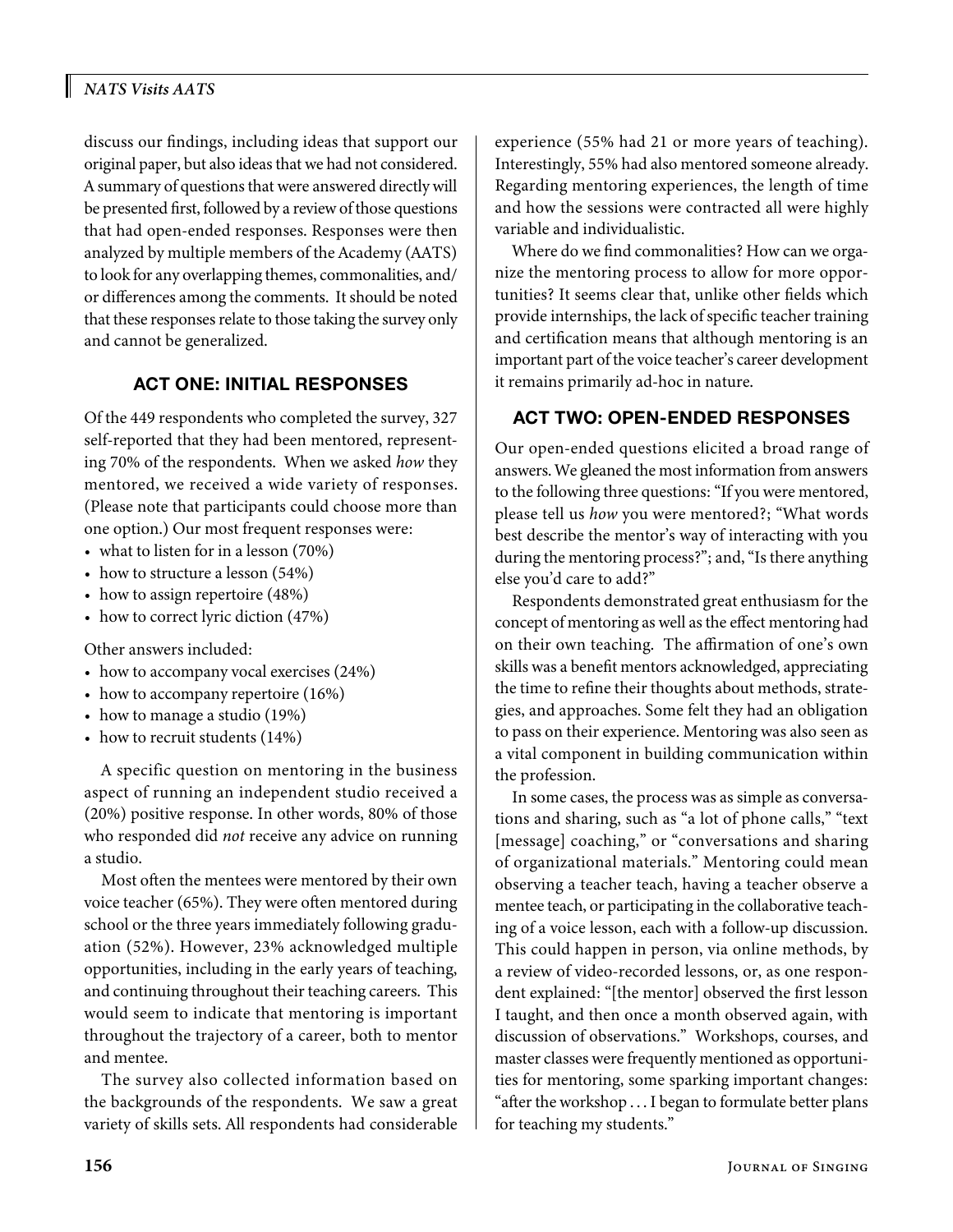discuss our findings, including ideas that support our original paper, but also ideas that we had not considered. A summary of questions that were answered directly will be presented first, followed by a review of those questions that had open-ended responses. Responses were then analyzed by multiple members of the Academy (AATS) to look for any overlapping themes, commonalities, and/or differences among the comments. It should be noted that these responses relate to those taking the survey only and cannot be generalized.

## ACT ONE: INITIAL RESPONSES

Of the 449 respondents who completed the survey, 327 self-reported that they had been mentored, representing 70% of the respondents. When we asked *how* they mentored, we received a wide variety of responses. (Please note that participants could choose more than one option.) Our most frequent responses were:

- what to listen for in a lesson (70%)
- how to structure a lesson (54%)
- how to assign repertoire (48%)
- how to correct lyric diction (47%)

Other answers included:

- how to accompany vocal exercises (24%)
- how to accompany repertoire (16%)
- how to manage a studio (19%)
- how to recruit students (14%)

A specific question on mentoring in the business aspect of running an independent studio received a (20%) positive response. In other words, 80% of those who responded did *not* receive any advice on running a studio.

Most often the mentees were mentored by their own voice teacher (65%). They were often mentored during school or the three years immediately following graduation (52%). However, 23% acknowledged multiple opportunities, including in the early years of teaching, and continuing throughout their teaching careers. This would seem to indicate that mentoring is important throughout the trajectory of a career, both to mentor and mentee.

The survey also collected information based on the backgrounds of the respondents. We saw a great variety of skills sets. All respondents had considerable experience (55% had 21 or more years of teaching). Interestingly, 55% had also mentored someone already. Regarding mentoring experiences, the length of time and how the sessions were contracted all were highly variable and individualistic.

Where do we find commonalities? How can we organize the mentoring process to allow for more opportunities? It seems clear that, unlike other fields which provide internships, the lack of specific teacher training and certification means that although mentoring is an important part of the voice teacher's career development it remains primarily ad-hoc in nature.

## ACT TWO: OPEN-ENDED RESPONSES

Our open-ended questions elicited a broad range of answers. We gleaned the most information from answers to the following three questions: "If you were mentored, please tell us *how* you were mentored?; "What words best describe the mentor's way of interacting with you during the mentoring process?"; and, "Is there anything else you'd care to add?"

Respondents demonstrated great enthusiasm for the concept of mentoring as well as the effect mentoring had on their own teaching. The affirmation of one's own skills was a benefit mentors acknowledged, appreciating the time to refine their thoughts about methods, strategies, and approaches. Some felt they had an obligation to pass on their experience. Mentoring was also seen as a vital component in building communication within the profession.

In some cases, the process was as simple as conversations and sharing, such as "a lot of phone calls," "text [message] coaching," or "conversations and sharing of organizational materials." Mentoring could mean observing a teacher teach, having a teacher observe a mentee teach, or participating in the collaborative teaching of a voice lesson, each with a follow-up discussion. This could happen in person, via online methods, by a review of video-recorded lessons, or, as one respondent explained: "[the mentor] observed the first lesson I taught, and then once a month observed again, with discussion of observations." Workshops, courses, and master classes were frequently mentioned as opportunities for mentoring, some sparking important changes: "after the workshop . . . I began to formulate better plans for teaching my students."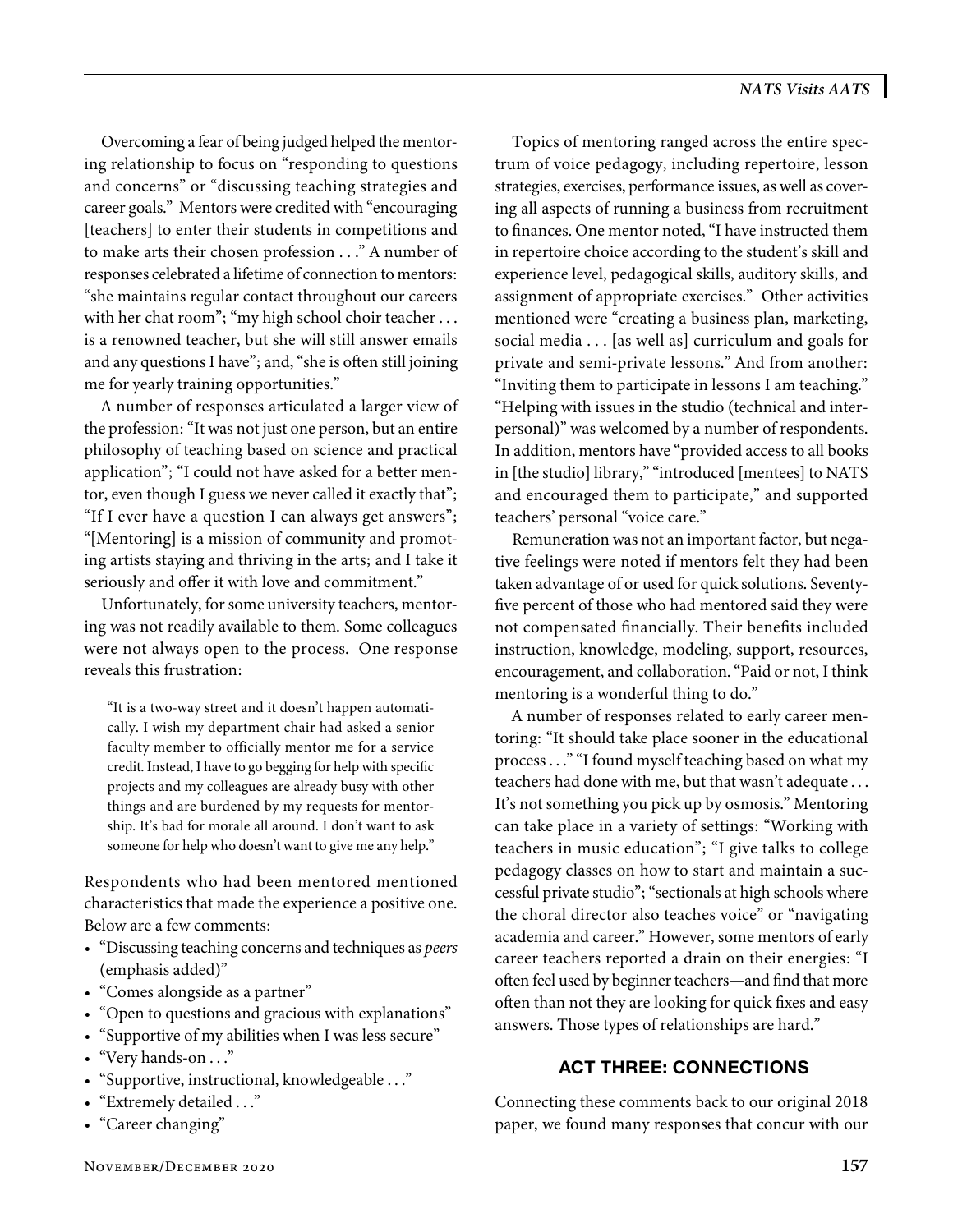Overcoming a fear of being judged helped the mentoring relationship to focus on "responding to questions and concerns" or "discussing teaching strategies and career goals." Mentors were credited with "encouraging [teachers] to enter their students in competitions and to make arts their chosen profession . . ." A number of responses celebrated a lifetime of connection to mentors: "she maintains regular contact throughout our careers with her chat room"; "my high school choir teacher . . . is a renowned teacher, but she will still answer emails and any questions I have"; and, "she is often still joining me for yearly training opportunities."

A number of responses articulated a larger view of the profession: "It was not just one person, but an entire philosophy of teaching based on science and practical application"; "I could not have asked for a better mentor, even though I guess we never called it exactly that"; "If I ever have a question I can always get answers"; "[Mentoring] is a mission of community and promoting artists staying and thriving in the arts; and I take it seriously and offer it with love and commitment."

Unfortunately, for some university teachers, mentoring was not readily available to them. Some colleagues were not always open to the process. One response reveals this frustration:

> "It is a two-way street and it doesn't happen automatically. I wish my department chair had asked a senior faculty member to officially mentor me for a service credit. Instead, I have to go begging for help with specific projects and my colleagues are already busy with other things and are burdened by my requests for mentorship. It's bad for morale all around. I don't want to ask someone for help who doesn't want to give me any help."

Respondents who had been mentored mentioned characteristics that made the experience a positive one. Below are a few comments:

- "Discussing teaching concerns and techniques as *peers* (emphasis added)"
- "Comes alongside as a partner"
- "Open to questions and gracious with explanations"
- "Supportive of my abilities when I was less secure"
- "Very hands-on . . ."
- "Supportive, instructional, knowledgeable . . ."
- "Extremely detailed . . ."
- "Career changing"

Topics of mentoring ranged across the entire spectrum of voice pedagogy, including repertoire, lesson strategies, exercises, performance issues, as well as covering all aspects of running a business from recruitment to finances. One mentor noted, "I have instructed them in repertoire choice according to the student's skill and experience level, pedagogical skills, auditory skills, and assignment of appropriate exercises." Other activities mentioned were "creating a business plan, marketing, social media . . . [as well as] curriculum and goals for private and semi-private lessons." And from another: "Inviting them to participate in lessons I am teaching." "Helping with issues in the studio (technical and interpersonal)" was welcomed by a number of respondents. In addition, mentors have "provided access to all books in [the studio] library," "introduced [mentees] to NATS and encouraged them to participate," and supported teachers' personal "voice care."

Remuneration was not an important factor, but negative feelings were noted if mentors felt they had been taken advantage of or used for quick solutions. Seventy-five percent of those who had mentored said they were not compensated financially. Their benefits included instruction, knowledge, modeling, support, resources, encouragement, and collaboration. "Paid or not, I think mentoring is a wonderful thing to do."

A number of responses related to early career mentoring: "It should take place sooner in the educational process . . ." "I found myself teaching based on what my teachers had done with me, but that wasn't adequate . . . It's not something you pick up by osmosis." Mentoring can take place in a variety of settings: "Working with teachers in music education"; "I give talks to college pedagogy classes on how to start and maintain a successful private studio"; "sectionals at high schools where the choral director also teaches voice" or "navigating academia and career." However, some mentors of early career teachers reported a drain on their energies: "I often feel used by beginner teachers—and find that more often than not they are looking for quick fixes and easy answers. Those types of relationships are hard."

## ACT THREE: CONNECTIONS

Connecting these comments back to our original 2018 paper, we found many responses that concur with our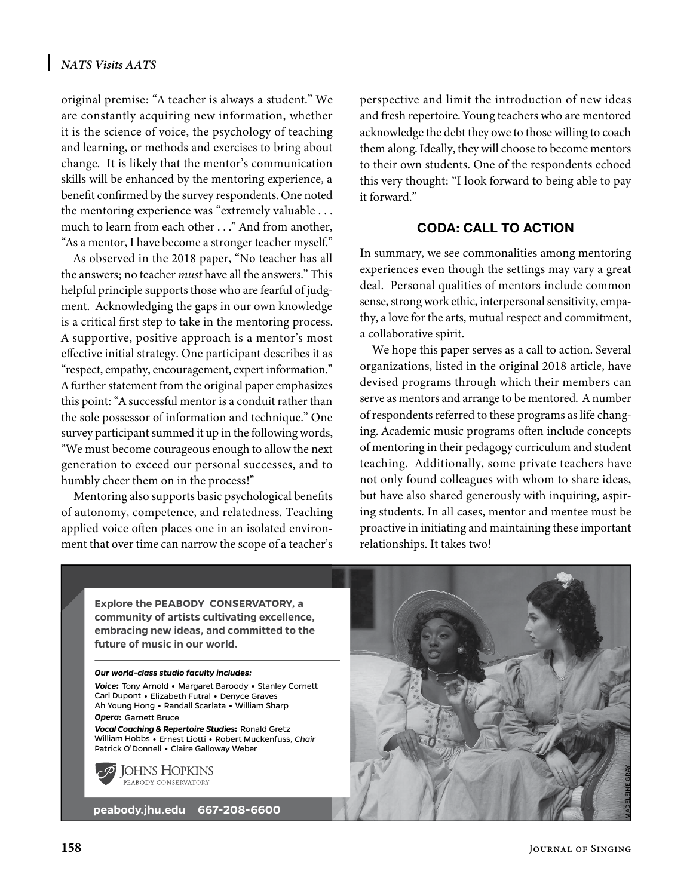original premise: "A teacher is always a student." We are constantly acquiring new information, whether it is the science of voice, the psychology of teaching and learning, or methods and exercises to bring about change. It is likely that the mentor's communication skills will be enhanced by the mentoring experience, a benefit confirmed by the survey respondents. One noted the mentoring experience was "extremely valuable . . . much to learn from each other . . ." And from another, "As a mentor, I have become a stronger teacher myself."

As observed in the 2018 paper, "No teacher has all the answers; no teacher *must* have all the answers." This helpful principle supports those who are fearful of judgment. Acknowledging the gaps in our own knowledge is a critical first step to take in the mentoring process. A supportive, positive approach is a mentor's most effective initial strategy. One participant describes it as "respect, empathy, encouragement, expert information." A further statement from the original paper emphasizes this point: "A successful mentor is a conduit rather than the sole possessor of information and technique." One survey participant summed it up in the following words, "We must become courageous enough to allow the next generation to exceed our personal successes, and to humbly cheer them on in the process!"

Mentoring also supports basic psychological benefits of autonomy, competence, and relatedness. Teaching applied voice often places one in an isolated environment that over time can narrow the scope of a teacher's perspective and limit the introduction of new ideas and fresh repertoire. Young teachers who are mentored acknowledge the debt they owe to those willing to coach them along. Ideally, they will choose to become mentors to their own students. One of the respondents echoed this very thought: "I look forward to being able to pay it forward."

## CODA: CALL TO ACTION

In summary, we see commonalities among mentoring experiences even though the settings may vary a great deal. Personal qualities of mentors include common sense, strong work ethic, interpersonal sensitivity, empathy, a love for the arts, mutual respect and commitment, a collaborative spirit.

We hope this paper serves as a call to action. Several organizations, listed in the original 2018 article, have devised programs through which their members can serve as mentors and arrange to be mentored. A number of respondents referred to these programs as life changing. Academic music programs often include concepts of mentoring in their pedagogy curriculum and student teaching. Additionally, some private teachers have not only found colleagues with whom to share ideas, but have also shared generously with inquiring, aspiring students. In all cases, mentor and mentee must be proactive in initiating and maintaining these important relationships. It takes two!

**Explore the PEABODY CONSERVATORY, a community of artists cultivating excellence, embracing new ideas, and committed to the future of music in our world.**

***Our world-class studio faculty includes:***

***Voice:*** Tony Arnold • Margaret Baroody • Stanley Cornett • Carl Dupont • Elizabeth Futral • Denyce Graves • Ah Young Hong • Randall Scarlata • William Sharp

***Opera:*** Garnett Bruce

***Vocal Coaching & Repertoire Studies:*** Ronald Gretz • William Hobbs • Ernest Liotti • Robert Muckenfuss, *Chair* • Patrick O'Donnell • Claire Galloway Weber

Johns Hopkins Peabody Conservatory

**peabody.jhu.edu 667-208-6600**

MADELEINE GRAY